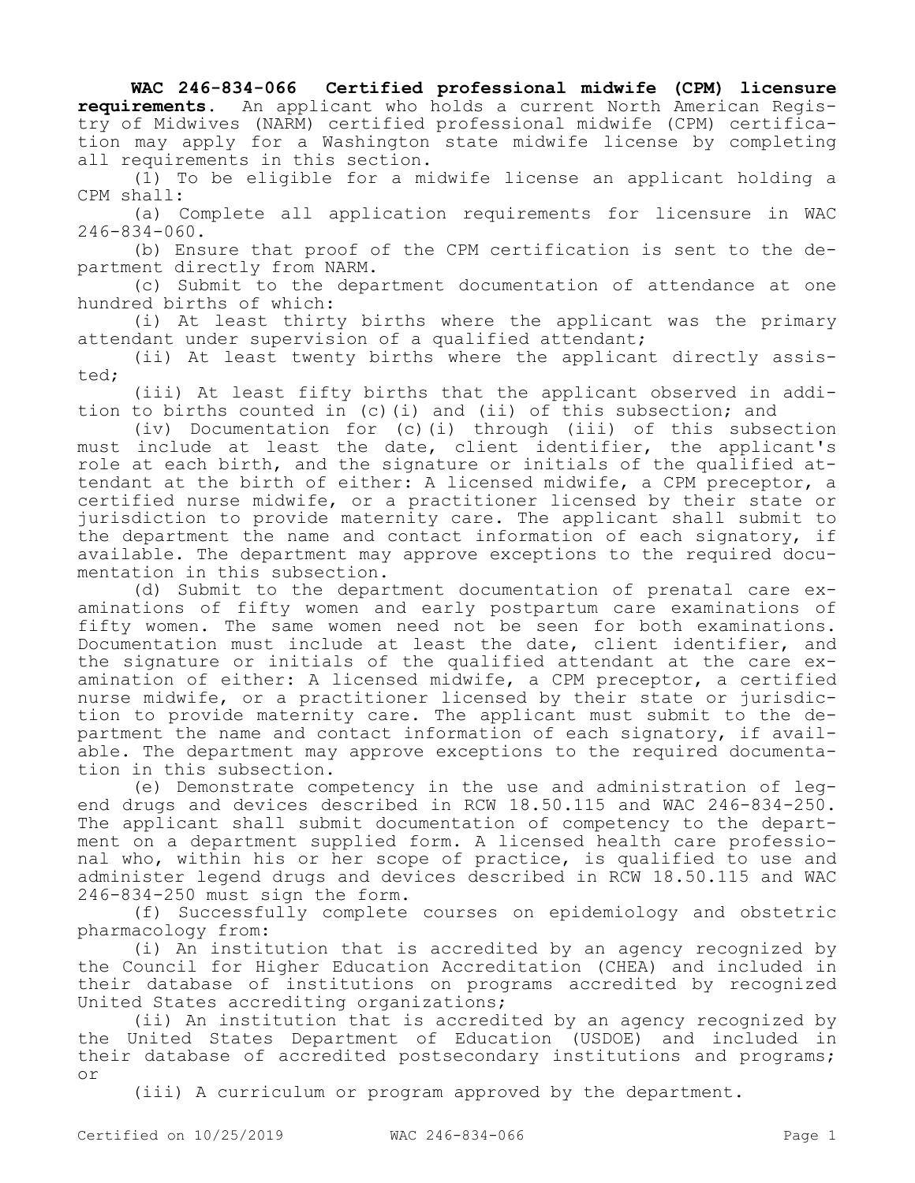**WAC 246-834-066 Certified professional midwife (CPM) licensure requirements.** An applicant who holds a current North American Registry of Midwives (NARM) certified professional midwife (CPM) certification may apply for a Washington state midwife license by completing all requirements in this section.

(1) To be eligible for a midwife license an applicant holding a CPM shall:

(a) Complete all application requirements for licensure in WAC 246-834-060.

(b) Ensure that proof of the CPM certification is sent to the department directly from NARM.

(c) Submit to the department documentation of attendance at one hundred births of which:

(i) At least thirty births where the applicant was the primary attendant under supervision of a qualified attendant;

(ii) At least twenty births where the applicant directly assisted;

(iii) At least fifty births that the applicant observed in addition to births counted in (c)(i) and (ii) of this subsection; and

(iv) Documentation for (c)(i) through (iii) of this subsection must include at least the date, client identifier, the applicant's role at each birth, and the signature or initials of the qualified attendant at the birth of either: A licensed midwife, a CPM preceptor, a certified nurse midwife, or a practitioner licensed by their state or jurisdiction to provide maternity care. The applicant shall submit to the department the name and contact information of each signatory, if available. The department may approve exceptions to the required documentation in this subsection.

(d) Submit to the department documentation of prenatal care examinations of fifty women and early postpartum care examinations of fifty women. The same women need not be seen for both examinations. Documentation must include at least the date, client identifier, and the signature or initials of the qualified attendant at the care examination of either: A licensed midwife, a CPM preceptor, a certified nurse midwife, or a practitioner licensed by their state or jurisdiction to provide maternity care. The applicant must submit to the department the name and contact information of each signatory, if available. The department may approve exceptions to the required documentation in this subsection.

(e) Demonstrate competency in the use and administration of legend drugs and devices described in RCW 18.50.115 and WAC 246-834-250. The applicant shall submit documentation of competency to the department on a department supplied form. A licensed health care professional who, within his or her scope of practice, is qualified to use and administer legend drugs and devices described in RCW 18.50.115 and WAC 246-834-250 must sign the form.

(f) Successfully complete courses on epidemiology and obstetric pharmacology from:

(i) An institution that is accredited by an agency recognized by the Council for Higher Education Accreditation (CHEA) and included in their database of institutions on programs accredited by recognized United States accrediting organizations;

(ii) An institution that is accredited by an agency recognized by the United States Department of Education (USDOE) and included in their database of accredited postsecondary institutions and programs; or

(iii) A curriculum or program approved by the department.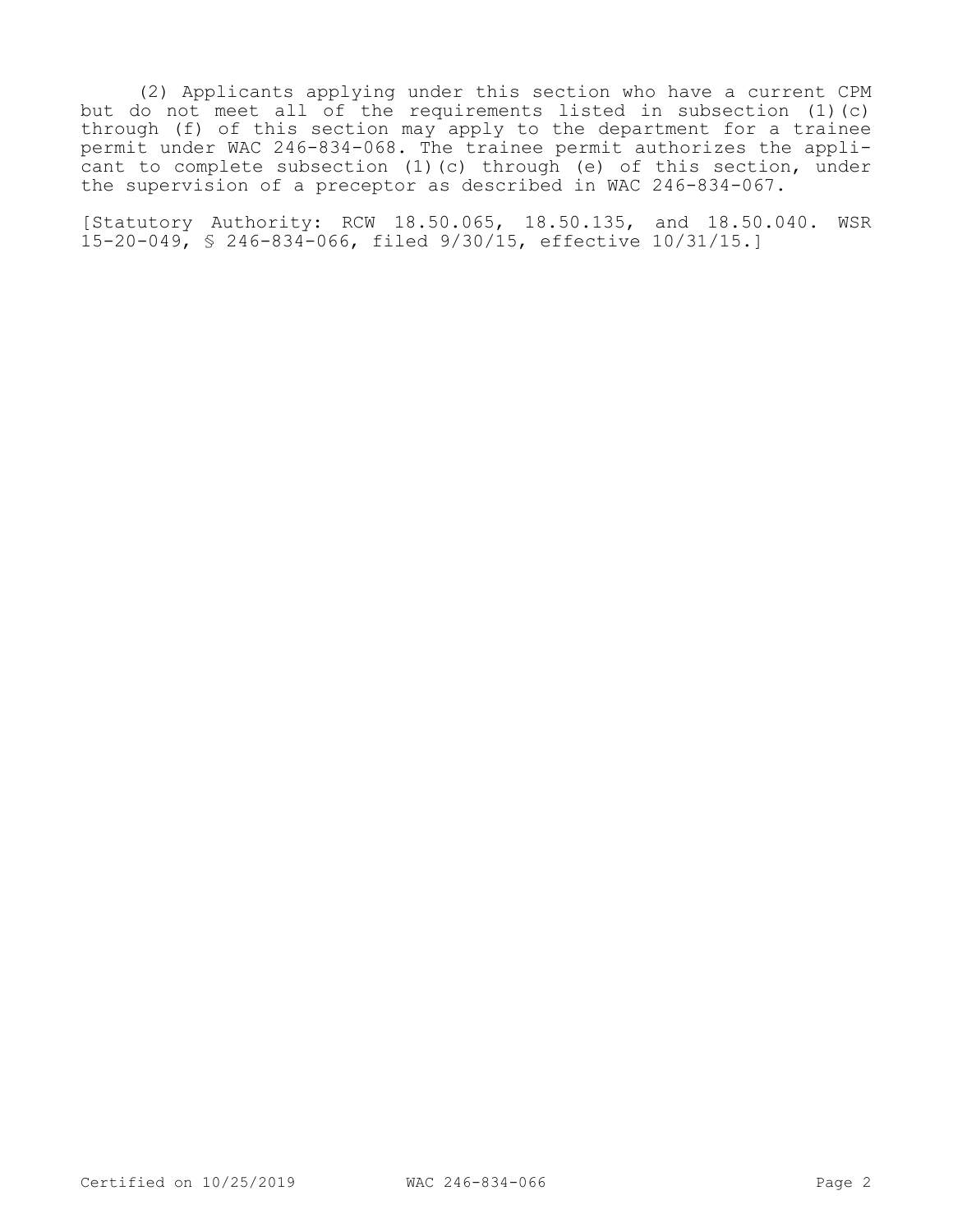(2) Applicants applying under this section who have a current CPM but do not meet all of the requirements listed in subsection (1)(c) through (f) of this section may apply to the department for a trainee permit under WAC 246-834-068. The trainee permit authorizes the applicant to complete subsection (1)(c) through (e) of this section, under the supervision of a preceptor as described in WAC 246-834-067.

[Statutory Authority: RCW 18.50.065, 18.50.135, and 18.50.040. WSR 15-20-049, § 246-834-066, filed 9/30/15, effective 10/31/15.]